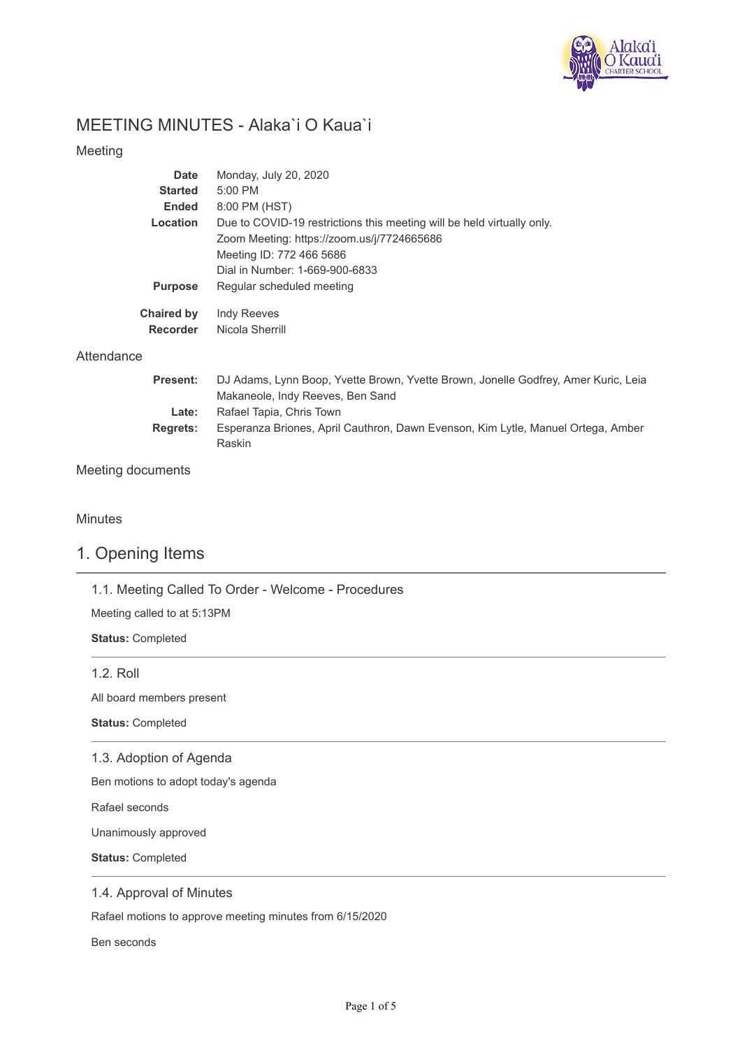# MEETING MINUTES - Alaka`i O Kaua`i

## Meeting

| | |
|---|---|
| **Date** | Monday, July 20, 2020 |
| **Started** | 5:00 PM |
| **Ended** | 8:00 PM (HST) |
| **Location** | Due to COVID-19 restrictions this meeting will be held virtually only.<br>Zoom Meeting: https://zoom.us/j/7724665686<br>Meeting ID: 772 466 5686<br>Dial in Number: 1-669-900-6833 |
| **Purpose** | Regular scheduled meeting |
| **Chaired by** | Indy Reeves |
| **Recorder** | Nicola Sherrill |

## Attendance

| | |
|---|---|
| **Present:** | DJ Adams, Lynn Boop, Yvette Brown, Yvette Brown, Jonelle Godfrey, Amer Kuric, Leia Makaneole, Indy Reeves, Ben Sand |
| **Late:** | Rafael Tapia, Chris Town |
| **Regrets:** | Esperanza Briones, April Cauthron, Dawn Evenson, Kim Lytle, Manuel Ortega, Amber Raskin |

## Meeting documents

## Minutes

# 1. Opening Items

### 1.1. Meeting Called To Order - Welcome - Procedures

Meeting called to at 5:13PM

**Status:** Completed

### 1.2. Roll

All board members present

**Status:** Completed

### 1.3. Adoption of Agenda

Ben motions to adopt today's agenda

Rafael seconds

Unanimously approved

**Status:** Completed

### 1.4. Approval of Minutes

Rafael motions to approve meeting minutes from 6/15/2020

Ben seconds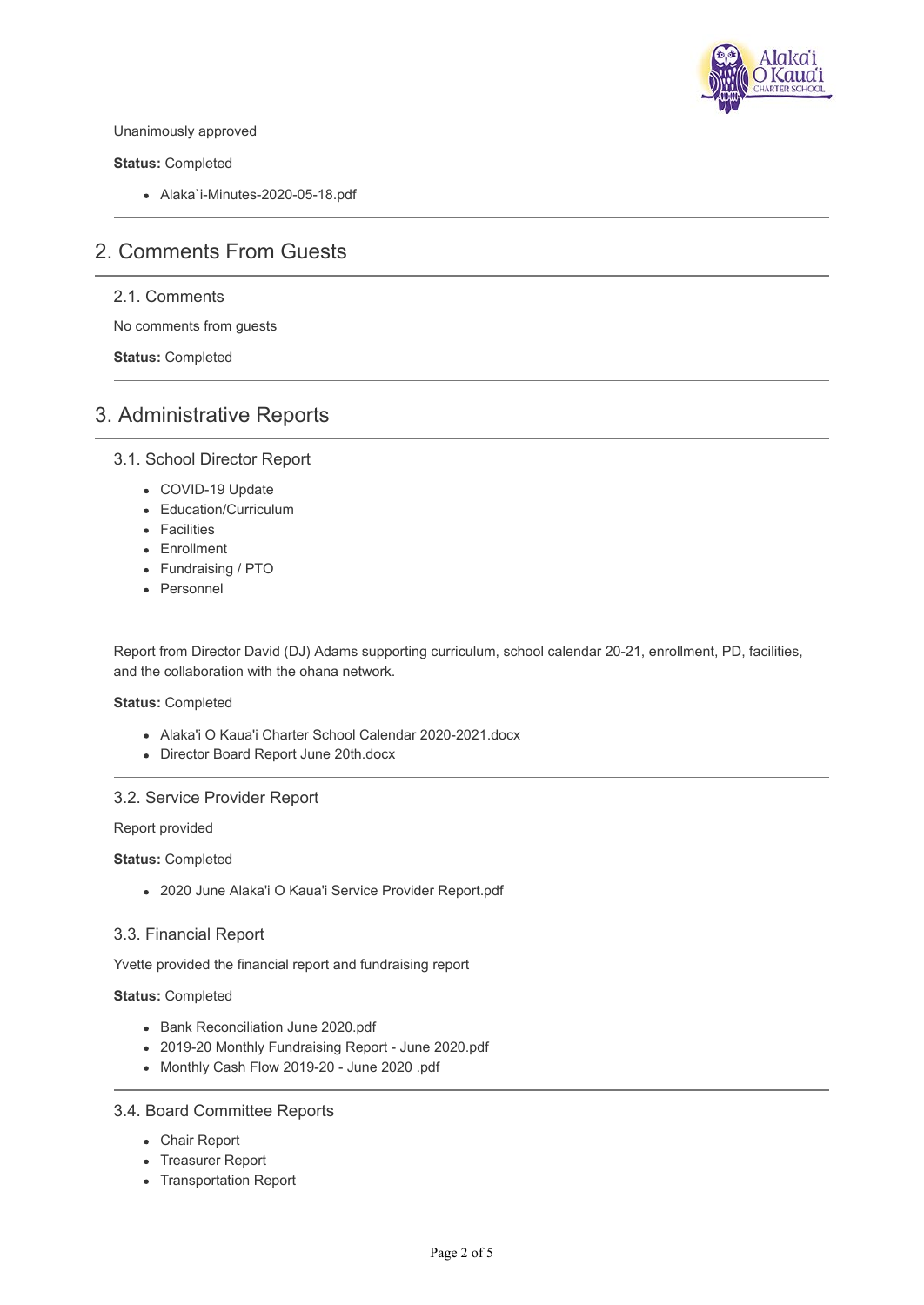Unanimously approved

**Status:** Completed

- Alaka`i-Minutes-2020-05-18.pdf

## 2. Comments From Guests

### 2.1. Comments

No comments from guests

**Status:** Completed

## 3. Administrative Reports

### 3.1. School Director Report

- COVID-19 Update
- Education/Curriculum
- Facilities
- Enrollment
- Fundraising / PTO
- Personnel

Report from Director David (DJ) Adams supporting curriculum, school calendar 20-21, enrollment, PD, facilities, and the collaboration with the ohana network.

**Status:** Completed

- Alaka'i O Kaua'i Charter School Calendar 2020-2021.docx
- Director Board Report June 20th.docx

### 3.2. Service Provider Report

Report provided

**Status:** Completed

- 2020 June Alaka'i O Kaua'i Service Provider Report.pdf

### 3.3. Financial Report

Yvette provided the financial report and fundraising report

**Status:** Completed

- Bank Reconciliation June 2020.pdf
- 2019-20 Monthly Fundraising Report - June 2020.pdf
- Monthly Cash Flow 2019-20 - June 2020 .pdf

### 3.4. Board Committee Reports

- Chair Report
- Treasurer Report
- Transportation Report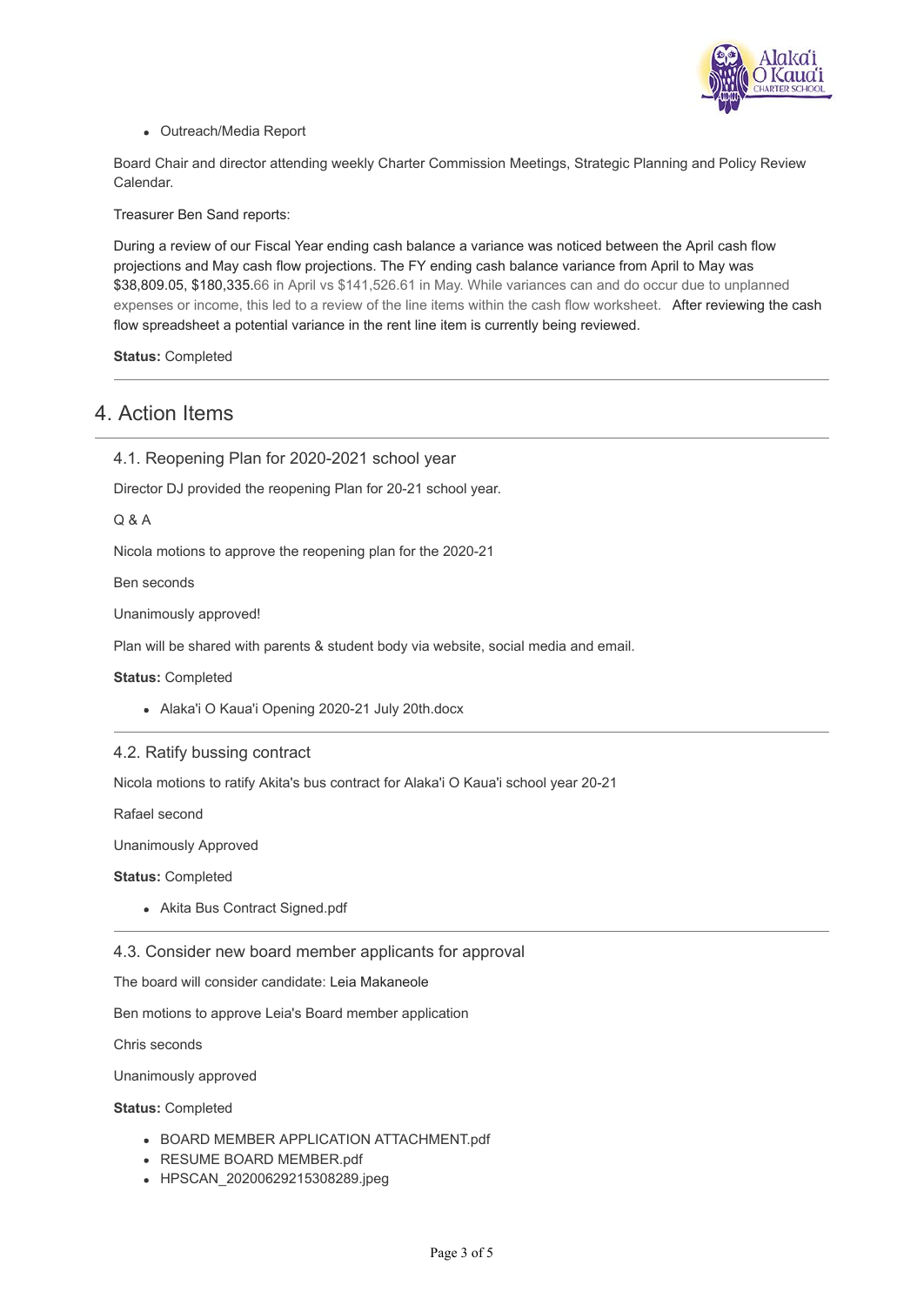- Outreach/Media Report

Board Chair and director attending weekly Charter Commission Meetings, Strategic Planning and Policy Review Calendar.

Treasurer Ben Sand reports:

During a review of our Fiscal Year ending cash balance a variance was noticed between the April cash flow projections and May cash flow projections. The FY ending cash balance variance from April to May was $38,809.05, $180,335.66 in April vs $141,526.61 in May. While variances can and do occur due to unplanned expenses or income, this led to a review of the line items within the cash flow worksheet. After reviewing the cash flow spreadsheet a potential variance in the rent line item is currently being reviewed.

**Status:** Completed

## 4. Action Items

### 4.1. Reopening Plan for 2020-2021 school year

Director DJ provided the reopening Plan for 20-21 school year.

Q & A

Nicola motions to approve the reopening plan for the 2020-21

Ben seconds

Unanimously approved!

Plan will be shared with parents & student body via website, social media and email.

**Status:** Completed

- Alaka'i O Kaua'i Opening 2020-21 July 20th.docx

### 4.2. Ratify bussing contract

Nicola motions to ratify Akita's bus contract for Alaka'i O Kaua'i school year 20-21

Rafael second

Unanimously Approved

**Status:** Completed

- Akita Bus Contract Signed.pdf

### 4.3. Consider new board member applicants for approval

The board will consider candidate: Leia Makaneole

Ben motions to approve Leia's Board member application

Chris seconds

Unanimously approved

**Status:** Completed

- BOARD MEMBER APPLICATION ATTACHMENT.pdf
- RESUME BOARD MEMBER.pdf
- HPSCAN_20200629215308289.jpeg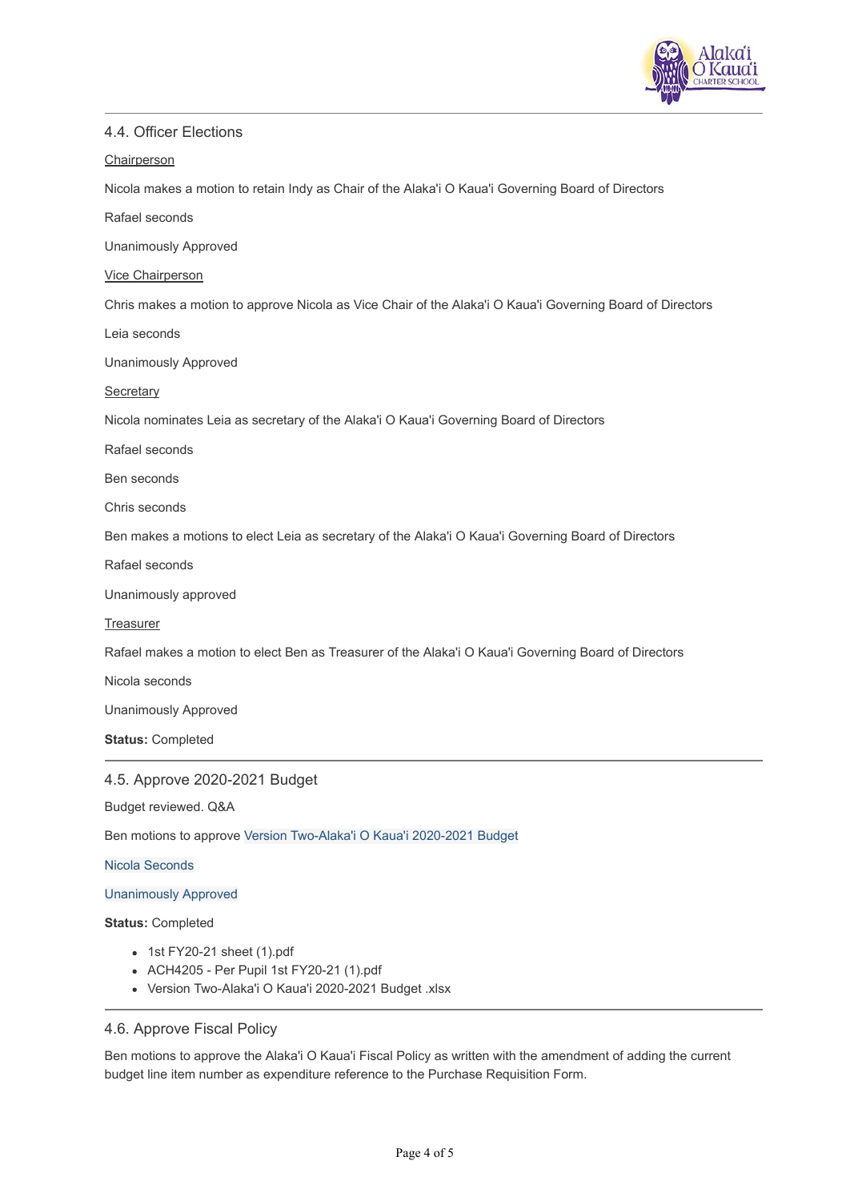### 4.4. Officer Elections

Chairperson

Nicola makes a motion to retain Indy as Chair of the Alaka'i O Kaua'i Governing Board of Directors

Rafael seconds

Unanimously Approved

Vice Chairperson

Chris makes a motion to approve Nicola as Vice Chair of the Alaka'i O Kaua'i Governing Board of Directors

Leia seconds

Unanimously Approved

Secretary

Nicola nominates Leia as secretary of the Alaka'i O Kaua'i Governing Board of Directors

Rafael seconds

Ben seconds

Chris seconds

Ben makes a motions to elect Leia as secretary of the Alaka'i O Kaua'i Governing Board of Directors

Rafael seconds

Unanimously approved

Treasurer

Rafael makes a motion to elect Ben as Treasurer of the Alaka'i O Kaua'i Governing Board of Directors

Nicola seconds

Unanimously Approved

**Status:** Completed

### 4.5. Approve 2020-2021 Budget

Budget reviewed. Q&A

Ben motions to approve Version Two-Alaka'i O Kaua'i 2020-2021 Budget

Nicola Seconds

Unanimously Approved

**Status:** Completed

- 1st FY20-21 sheet (1).pdf
- ACH4205 - Per Pupil 1st FY20-21 (1).pdf
- Version Two-Alaka'i O Kaua'i 2020-2021 Budget .xlsx

### 4.6. Approve Fiscal Policy

Ben motions to approve the Alaka'i O Kaua'i Fiscal Policy as written with the amendment of adding the current budget line item number as expenditure reference to the Purchase Requisition Form.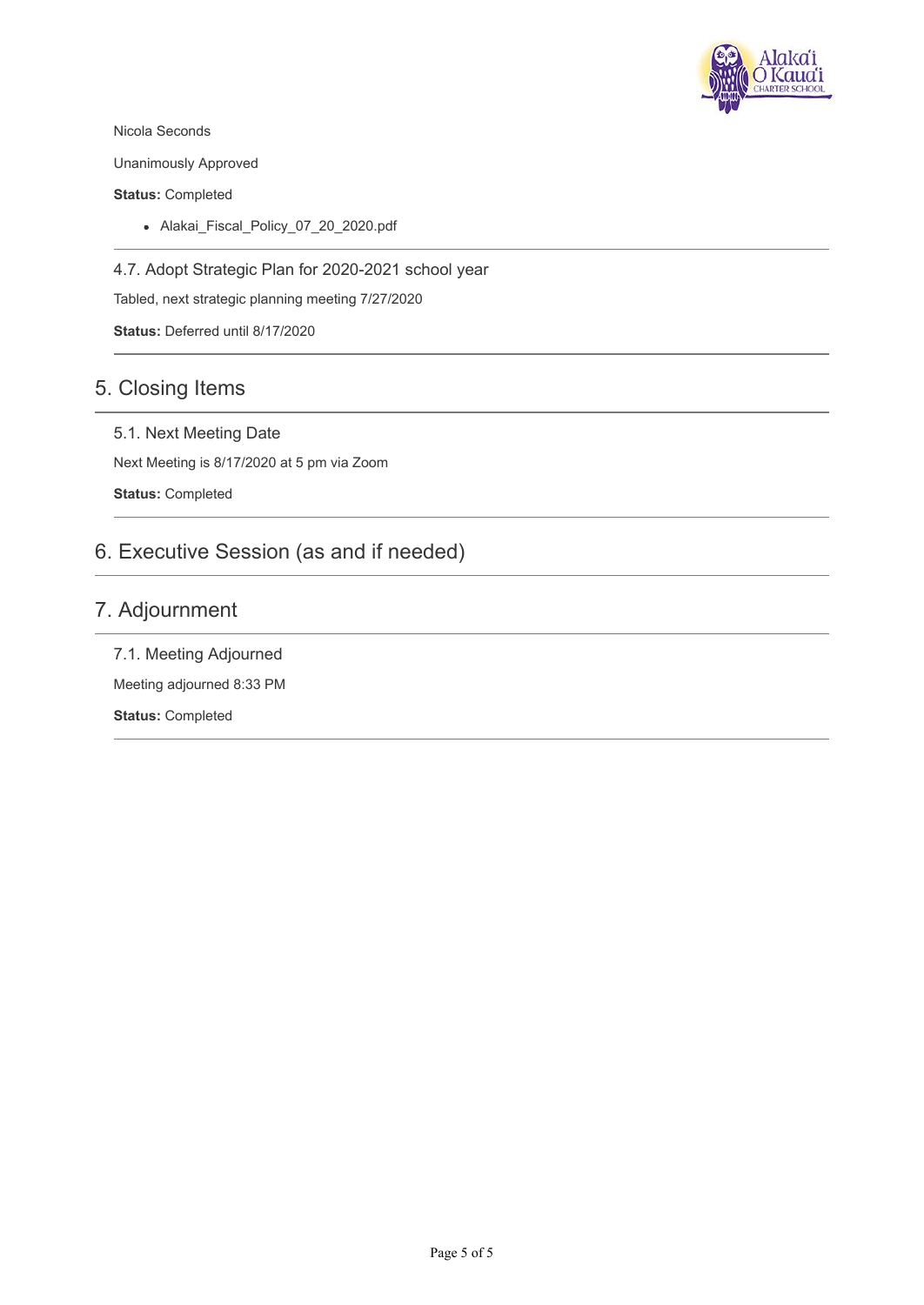Nicola Seconds

Unanimously Approved

**Status:** Completed

- Alakai_Fiscal_Policy_07_20_2020.pdf

---

### 4.7. Adopt Strategic Plan for 2020-2021 school year

Tabled, next strategic planning meeting 7/27/2020

**Status:** Deferred until 8/17/2020

## 5. Closing Items

### 5.1. Next Meeting Date

Next Meeting is 8/17/2020 at 5 pm via Zoom

**Status:** Completed

## 6. Executive Session (as and if needed)

## 7. Adjournment

### 7.1. Meeting Adjourned

Meeting adjourned 8:33 PM

**Status:** Completed